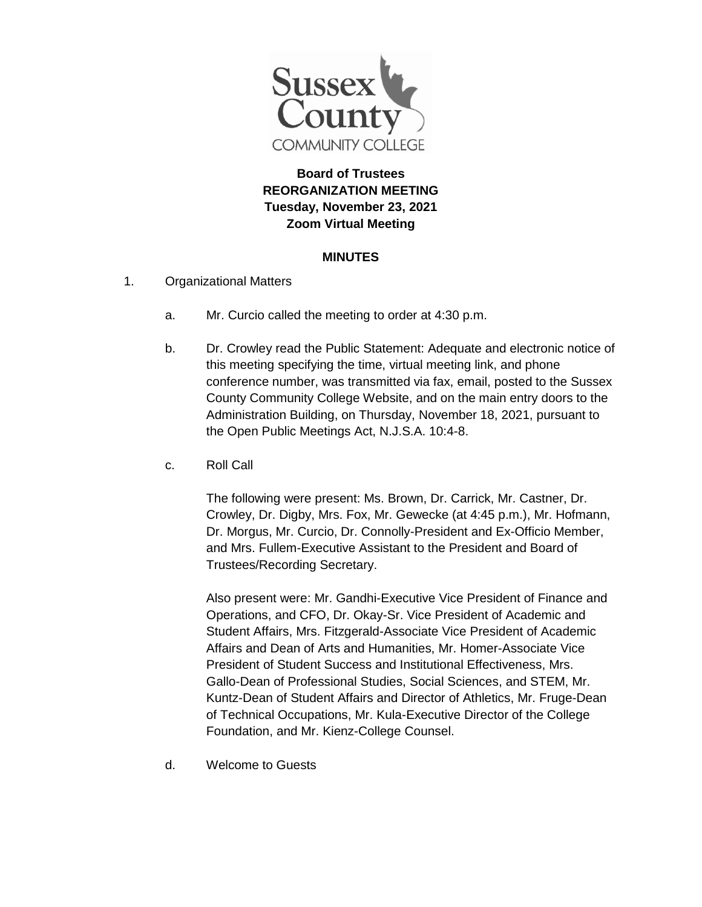Sussex County COMMUNITY COLLEGE

**Board of Trustees**
**REORGANIZATION MEETING**
**Tuesday, November 23, 2021**
**Zoom Virtual Meeting**

**MINUTES**

1. Organizational Matters

   a. Mr. Curcio called the meeting to order at 4:30 p.m.

   b. Dr. Crowley read the Public Statement: Adequate and electronic notice of this meeting specifying the time, virtual meeting link, and phone conference number, was transmitted via fax, email, posted to the Sussex County Community College Website, and on the main entry doors to the Administration Building, on Thursday, November 18, 2021, pursuant to the Open Public Meetings Act, N.J.S.A. 10:4-8.

   c. Roll Call

      The following were present: Ms. Brown, Dr. Carrick, Mr. Castner, Dr. Crowley, Dr. Digby, Mrs. Fox, Mr. Gewecke (at 4:45 p.m.), Mr. Hofmann, Dr. Morgus, Mr. Curcio, Dr. Connolly-President and Ex-Officio Member, and Mrs. Fullem-Executive Assistant to the President and Board of Trustees/Recording Secretary.

      Also present were: Mr. Gandhi-Executive Vice President of Finance and Operations, and CFO, Dr. Okay-Sr. Vice President of Academic and Student Affairs, Mrs. Fitzgerald-Associate Vice President of Academic Affairs and Dean of Arts and Humanities, Mr. Homer-Associate Vice President of Student Success and Institutional Effectiveness, Mrs. Gallo-Dean of Professional Studies, Social Sciences, and STEM, Mr. Kuntz-Dean of Student Affairs and Director of Athletics, Mr. Fruge-Dean of Technical Occupations, Mr. Kula-Executive Director of the College Foundation, and Mr. Kienz-College Counsel.

   d. Welcome to Guests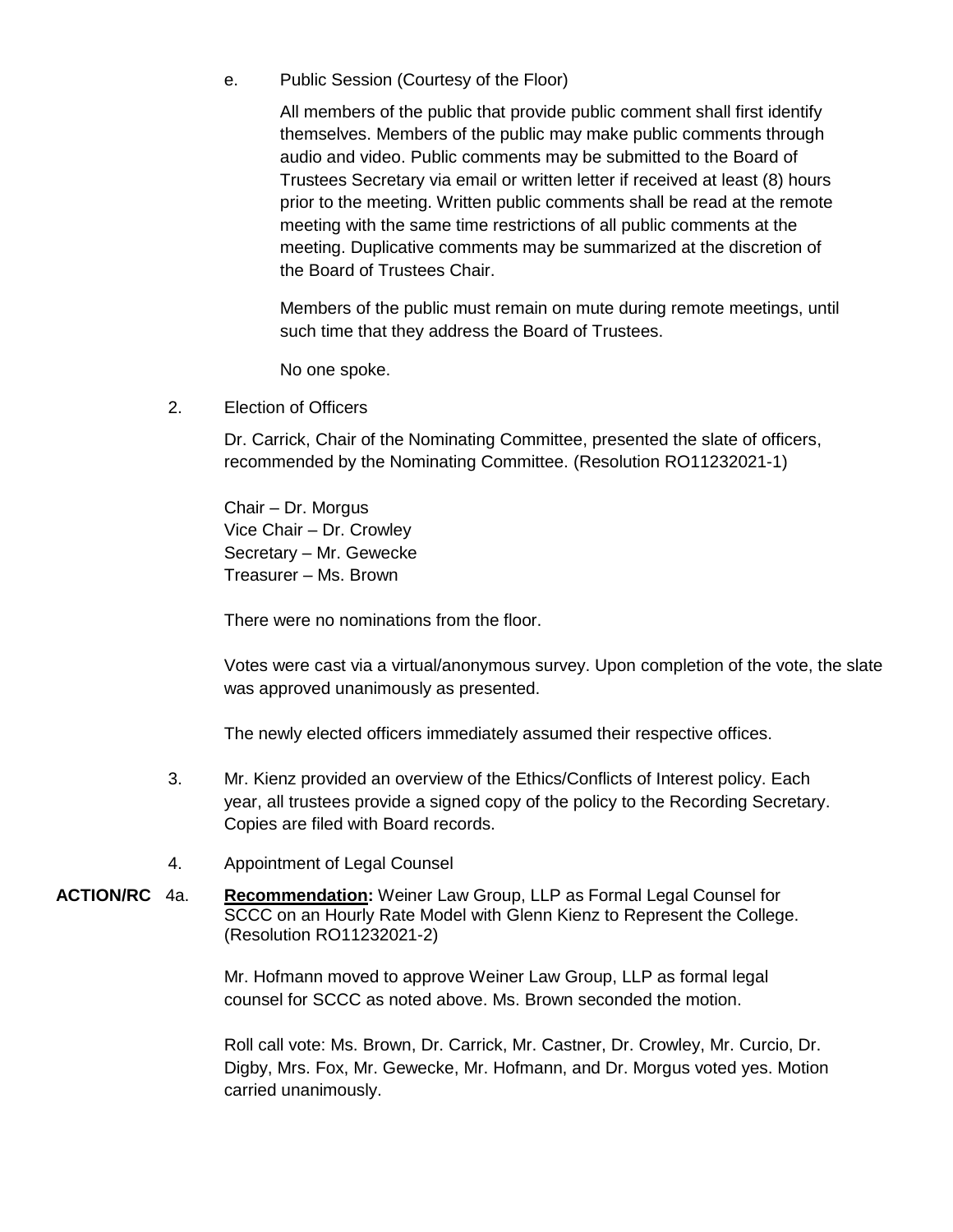e. Public Session (Courtesy of the Floor)

All members of the public that provide public comment shall first identify themselves. Members of the public may make public comments through audio and video. Public comments may be submitted to the Board of Trustees Secretary via email or written letter if received at least (8) hours prior to the meeting. Written public comments shall be read at the remote meeting with the same time restrictions of all public comments at the meeting. Duplicative comments may be summarized at the discretion of the Board of Trustees Chair.

Members of the public must remain on mute during remote meetings, until such time that they address the Board of Trustees.

No one spoke.

2. Election of Officers

Dr. Carrick, Chair of the Nominating Committee, presented the slate of officers, recommended by the Nominating Committee. (Resolution RO11232021-1)

Chair – Dr. Morgus
Vice Chair – Dr. Crowley
Secretary – Mr. Gewecke
Treasurer – Ms. Brown

There were no nominations from the floor.

Votes were cast via a virtual/anonymous survey. Upon completion of the vote, the slate was approved unanimously as presented.

The newly elected officers immediately assumed their respective offices.

3. Mr. Kienz provided an overview of the Ethics/Conflicts of Interest policy. Each year, all trustees provide a signed copy of the policy to the Recording Secretary. Copies are filed with Board records.

4. Appointment of Legal Counsel

**ACTION/RC** 4a. **Recommendation:** Weiner Law Group, LLP as Formal Legal Counsel for SCCC on an Hourly Rate Model with Glenn Kienz to Represent the College. (Resolution RO11232021-2)

Mr. Hofmann moved to approve Weiner Law Group, LLP as formal legal counsel for SCCC as noted above. Ms. Brown seconded the motion.

Roll call vote: Ms. Brown, Dr. Carrick, Mr. Castner, Dr. Crowley, Mr. Curcio, Dr. Digby, Mrs. Fox, Mr. Gewecke, Mr. Hofmann, and Dr. Morgus voted yes. Motion carried unanimously.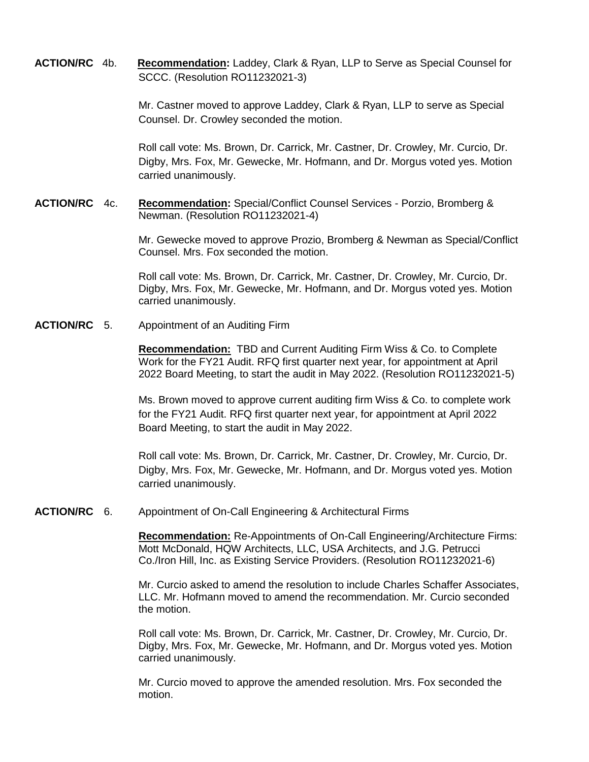**ACTION/RC** 4b. **Recommendation:** Laddey, Clark & Ryan, LLP to Serve as Special Counsel for SCCC. (Resolution RO11232021-3)

Mr. Castner moved to approve Laddey, Clark & Ryan, LLP to serve as Special Counsel. Dr. Crowley seconded the motion.

Roll call vote: Ms. Brown, Dr. Carrick, Mr. Castner, Dr. Crowley, Mr. Curcio, Dr. Digby, Mrs. Fox, Mr. Gewecke, Mr. Hofmann, and Dr. Morgus voted yes. Motion carried unanimously.

**ACTION/RC** 4c. **Recommendation:** Special/Conflict Counsel Services - Porzio, Bromberg & Newman. (Resolution RO11232021-4)

Mr. Gewecke moved to approve Prozio, Bromberg & Newman as Special/Conflict Counsel. Mrs. Fox seconded the motion.

Roll call vote: Ms. Brown, Dr. Carrick, Mr. Castner, Dr. Crowley, Mr. Curcio, Dr. Digby, Mrs. Fox, Mr. Gewecke, Mr. Hofmann, and Dr. Morgus voted yes. Motion carried unanimously.

**ACTION/RC** 5. Appointment of an Auditing Firm

**Recommendation:** TBD and Current Auditing Firm Wiss & Co. to Complete Work for the FY21 Audit. RFQ first quarter next year, for appointment at April 2022 Board Meeting, to start the audit in May 2022. (Resolution RO11232021-5)

Ms. Brown moved to approve current auditing firm Wiss & Co. to complete work for the FY21 Audit. RFQ first quarter next year, for appointment at April 2022 Board Meeting, to start the audit in May 2022.

Roll call vote: Ms. Brown, Dr. Carrick, Mr. Castner, Dr. Crowley, Mr. Curcio, Dr. Digby, Mrs. Fox, Mr. Gewecke, Mr. Hofmann, and Dr. Morgus voted yes. Motion carried unanimously.

**ACTION/RC** 6. Appointment of On-Call Engineering & Architectural Firms

**Recommendation:** Re-Appointments of On-Call Engineering/Architecture Firms: Mott McDonald, HQW Architects, LLC, USA Architects, and J.G. Petrucci Co./Iron Hill, Inc. as Existing Service Providers. (Resolution RO11232021-6)

Mr. Curcio asked to amend the resolution to include Charles Schaffer Associates, LLC. Mr. Hofmann moved to amend the recommendation. Mr. Curcio seconded the motion.

Roll call vote: Ms. Brown, Dr. Carrick, Mr. Castner, Dr. Crowley, Mr. Curcio, Dr. Digby, Mrs. Fox, Mr. Gewecke, Mr. Hofmann, and Dr. Morgus voted yes. Motion carried unanimously.

Mr. Curcio moved to approve the amended resolution. Mrs. Fox seconded the motion.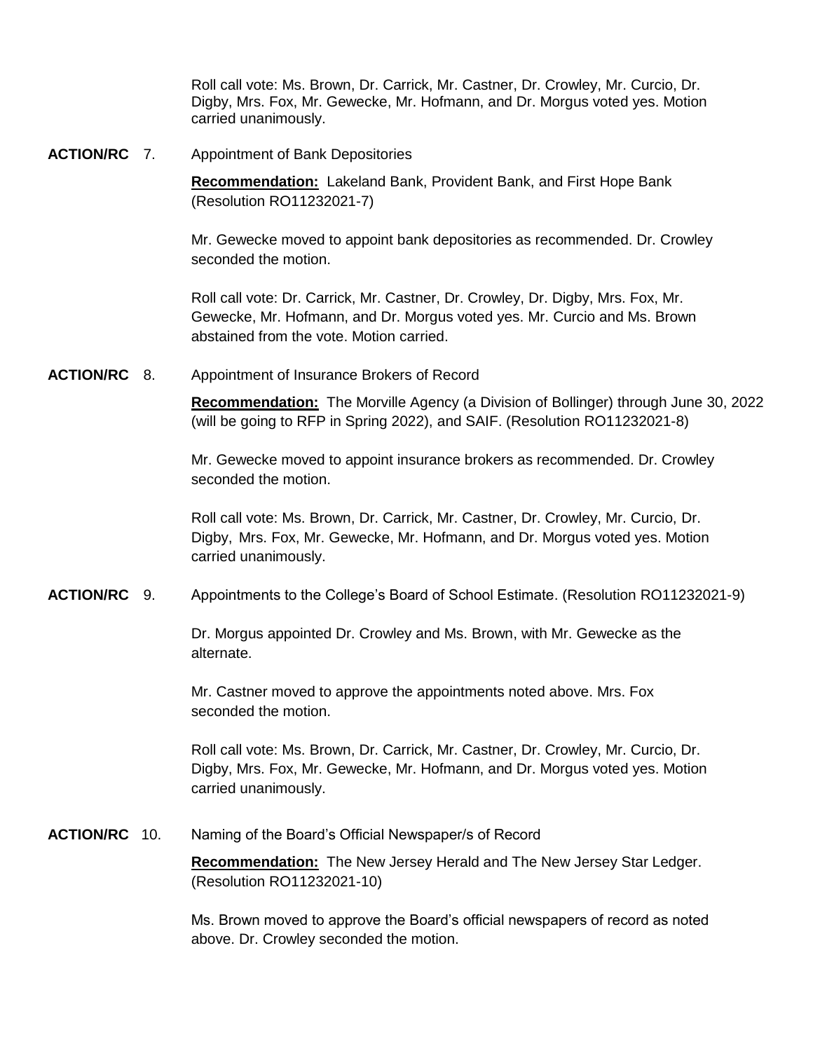Roll call vote: Ms. Brown, Dr. Carrick, Mr. Castner, Dr. Crowley, Mr. Curcio, Dr. Digby, Mrs. Fox, Mr. Gewecke, Mr. Hofmann, and Dr. Morgus voted yes. Motion carried unanimously.

**ACTION/RC** 7. Appointment of Bank Depositories

**Recommendation:** Lakeland Bank, Provident Bank, and First Hope Bank (Resolution RO11232021-7)

Mr. Gewecke moved to appoint bank depositories as recommended. Dr. Crowley seconded the motion.

Roll call vote: Dr. Carrick, Mr. Castner, Dr. Crowley, Dr. Digby, Mrs. Fox, Mr. Gewecke, Mr. Hofmann, and Dr. Morgus voted yes. Mr. Curcio and Ms. Brown abstained from the vote. Motion carried.

**ACTION/RC** 8. Appointment of Insurance Brokers of Record

**Recommendation:** The Morville Agency (a Division of Bollinger) through June 30, 2022 (will be going to RFP in Spring 2022), and SAIF. (Resolution RO11232021-8)

Mr. Gewecke moved to appoint insurance brokers as recommended. Dr. Crowley seconded the motion.

Roll call vote: Ms. Brown, Dr. Carrick, Mr. Castner, Dr. Crowley, Mr. Curcio, Dr. Digby, Mrs. Fox, Mr. Gewecke, Mr. Hofmann, and Dr. Morgus voted yes. Motion carried unanimously.

**ACTION/RC** 9. Appointments to the College's Board of School Estimate. (Resolution RO11232021-9)

Dr. Morgus appointed Dr. Crowley and Ms. Brown, with Mr. Gewecke as the alternate.

Mr. Castner moved to approve the appointments noted above. Mrs. Fox seconded the motion.

Roll call vote: Ms. Brown, Dr. Carrick, Mr. Castner, Dr. Crowley, Mr. Curcio, Dr. Digby, Mrs. Fox, Mr. Gewecke, Mr. Hofmann, and Dr. Morgus voted yes. Motion carried unanimously.

**ACTION/RC** 10. Naming of the Board's Official Newspaper/s of Record

**Recommendation:** The New Jersey Herald and The New Jersey Star Ledger. (Resolution RO11232021-10)

Ms. Brown moved to approve the Board's official newspapers of record as noted above. Dr. Crowley seconded the motion.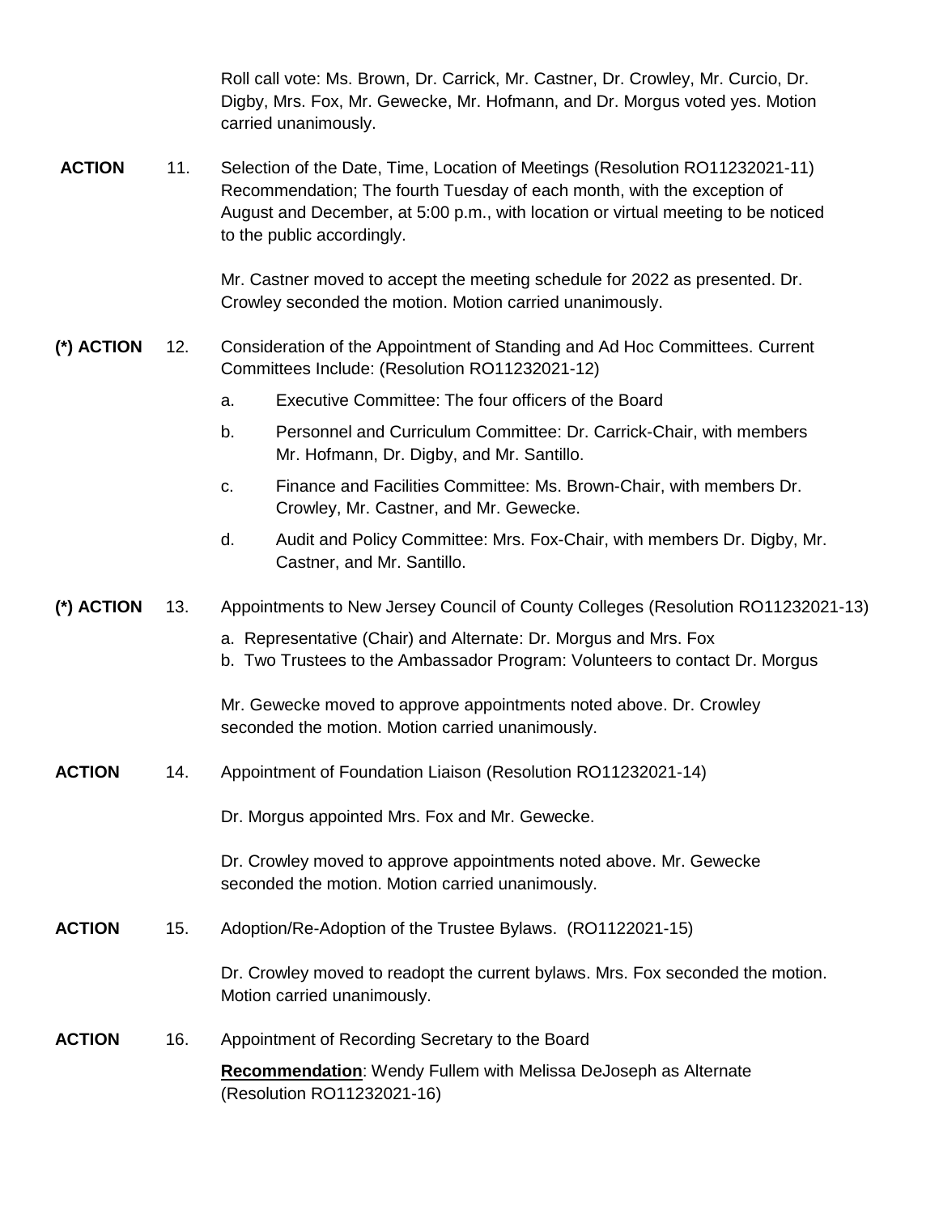Roll call vote: Ms. Brown, Dr. Carrick, Mr. Castner, Dr. Crowley, Mr. Curcio, Dr. Digby, Mrs. Fox, Mr. Gewecke, Mr. Hofmann, and Dr. Morgus voted yes. Motion carried unanimously.

**ACTION** 11. Selection of the Date, Time, Location of Meetings (Resolution RO11232021-11) Recommendation; The fourth Tuesday of each month, with the exception of August and December, at 5:00 p.m., with location or virtual meeting to be noticed to the public accordingly.

Mr. Castner moved to accept the meeting schedule for 2022 as presented. Dr. Crowley seconded the motion. Motion carried unanimously.

**(\*) ACTION** 12. Consideration of the Appointment of Standing and Ad Hoc Committees. Current Committees Include: (Resolution RO11232021-12)

a. Executive Committee: The four officers of the Board

b. Personnel and Curriculum Committee: Dr. Carrick-Chair, with members Mr. Hofmann, Dr. Digby, and Mr. Santillo.

c. Finance and Facilities Committee: Ms. Brown-Chair, with members Dr. Crowley, Mr. Castner, and Mr. Gewecke.

d. Audit and Policy Committee: Mrs. Fox-Chair, with members Dr. Digby, Mr. Castner, and Mr. Santillo.

**(\*) ACTION** 13. Appointments to New Jersey Council of County Colleges (Resolution RO11232021-13)

a. Representative (Chair) and Alternate: Dr. Morgus and Mrs. Fox
b. Two Trustees to the Ambassador Program: Volunteers to contact Dr. Morgus

Mr. Gewecke moved to approve appointments noted above. Dr. Crowley seconded the motion. Motion carried unanimously.

**ACTION** 14. Appointment of Foundation Liaison (Resolution RO11232021-14)

Dr. Morgus appointed Mrs. Fox and Mr. Gewecke.

Dr. Crowley moved to approve appointments noted above. Mr. Gewecke seconded the motion. Motion carried unanimously.

**ACTION** 15. Adoption/Re-Adoption of the Trustee Bylaws. (RO1122021-15)

Dr. Crowley moved to readopt the current bylaws. Mrs. Fox seconded the motion. Motion carried unanimously.

**ACTION** 16. Appointment of Recording Secretary to the Board

**Recommendation**: Wendy Fullem with Melissa DeJoseph as Alternate (Resolution RO11232021-16)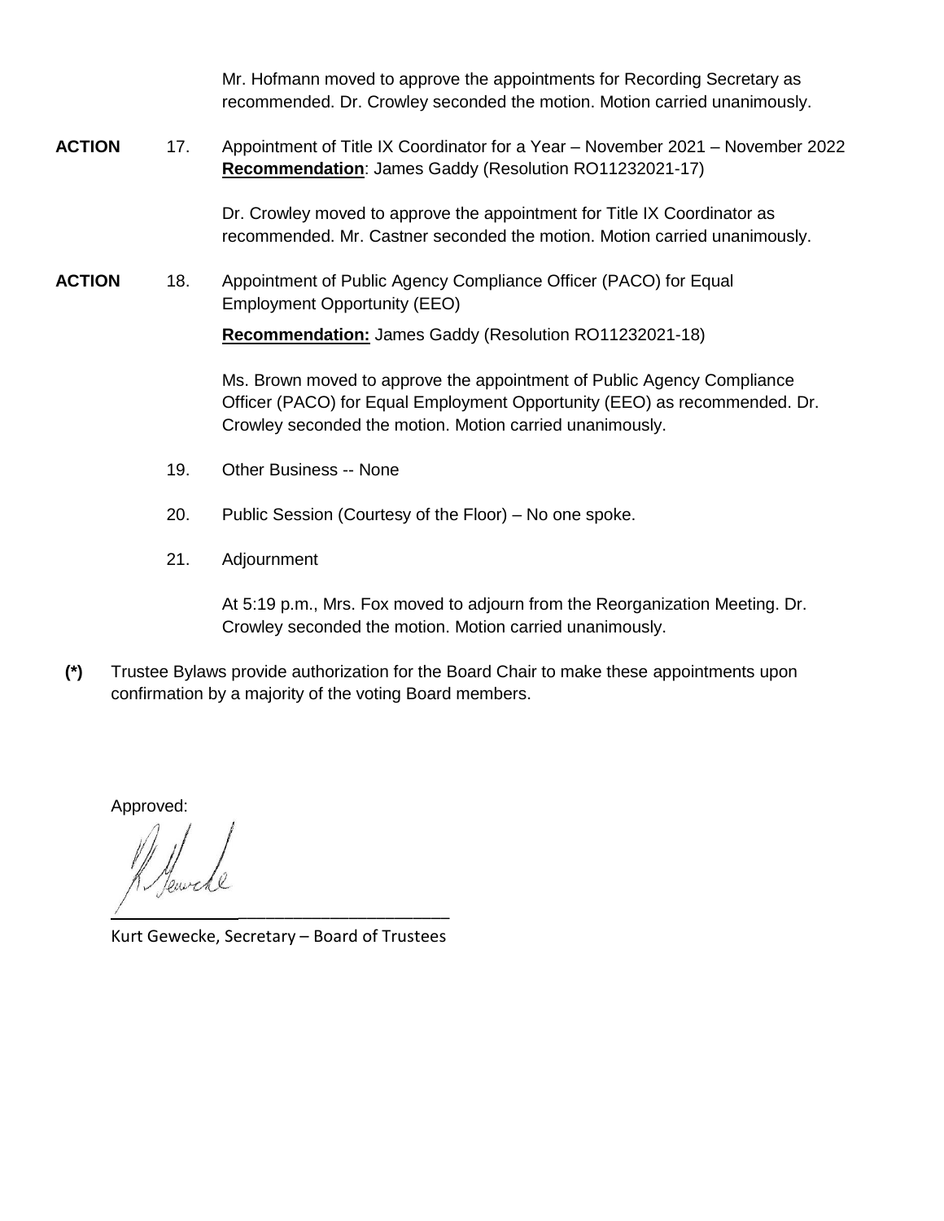Mr. Hofmann moved to approve the appointments for Recording Secretary as recommended. Dr. Crowley seconded the motion. Motion carried unanimously.

**ACTION** 17. Appointment of Title IX Coordinator for a Year – November 2021 – November 2022
**Recommendation**: James Gaddy (Resolution RO11232021-17)

Dr. Crowley moved to approve the appointment for Title IX Coordinator as recommended. Mr. Castner seconded the motion. Motion carried unanimously.

**ACTION** 18. Appointment of Public Agency Compliance Officer (PACO) for Equal Employment Opportunity (EEO)

**Recommendation:** James Gaddy (Resolution RO11232021-18)

Ms. Brown moved to approve the appointment of Public Agency Compliance Officer (PACO) for Equal Employment Opportunity (EEO) as recommended. Dr. Crowley seconded the motion. Motion carried unanimously.

19. Other Business -- None

20. Public Session (Courtesy of the Floor) – No one spoke.

21. Adjournment

At 5:19 p.m., Mrs. Fox moved to adjourn from the Reorganization Meeting. Dr. Crowley seconded the motion. Motion carried unanimously.

**(*)** Trustee Bylaws provide authorization for the Board Chair to make these appointments upon confirmation by a majority of the voting Board members.

Approved:

Kurt Gewecke, Secretary – Board of Trustees